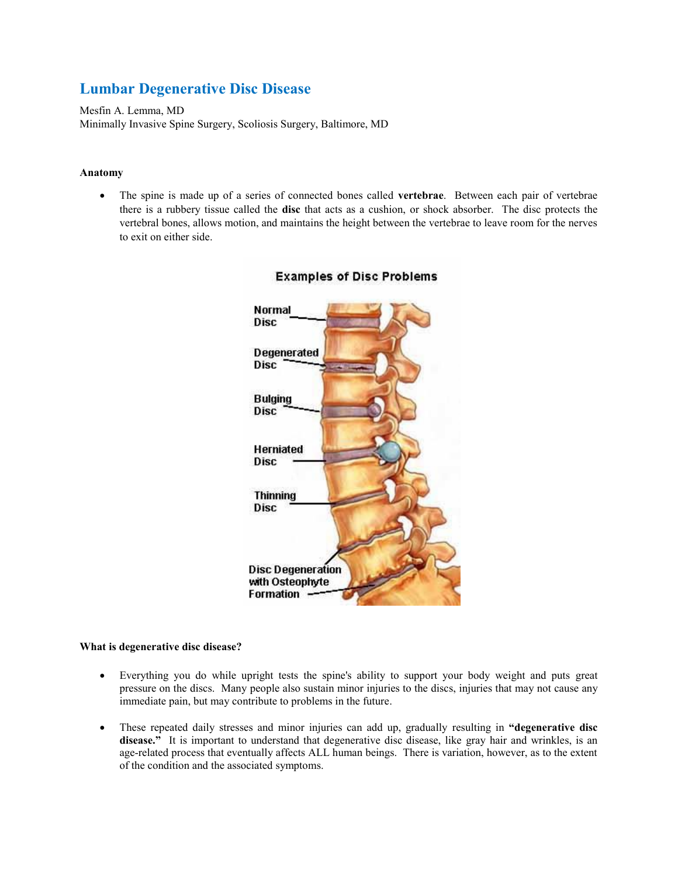# Lumbar Degenerative Disc Disease

Mesfin A. Lemma, MD
Minimally Invasive Spine Surgery, Scoliosis Surgery, Baltimore, MD

**Anatomy**

- The spine is made up of a series of connected bones called **vertebrae**. Between each pair of vertebrae there is a rubbery tissue called the **disc** that acts as a cushion, or shock absorber. The disc protects the vertebral bones, allows motion, and maintains the height between the vertebrae to leave room for the nerves to exit on either side.

**What is degenerative disc disease?**

- Everything you do while upright tests the spine's ability to support your body weight and puts great pressure on the discs. Many people also sustain minor injuries to the discs, injuries that may not cause any immediate pain, but may contribute to problems in the future.

- These repeated daily stresses and minor injuries can add up, gradually resulting in **"degenerative disc disease."** It is important to understand that degenerative disc disease, like gray hair and wrinkles, is an age-related process that eventually affects ALL human beings. There is variation, however, as to the extent of the condition and the associated symptoms.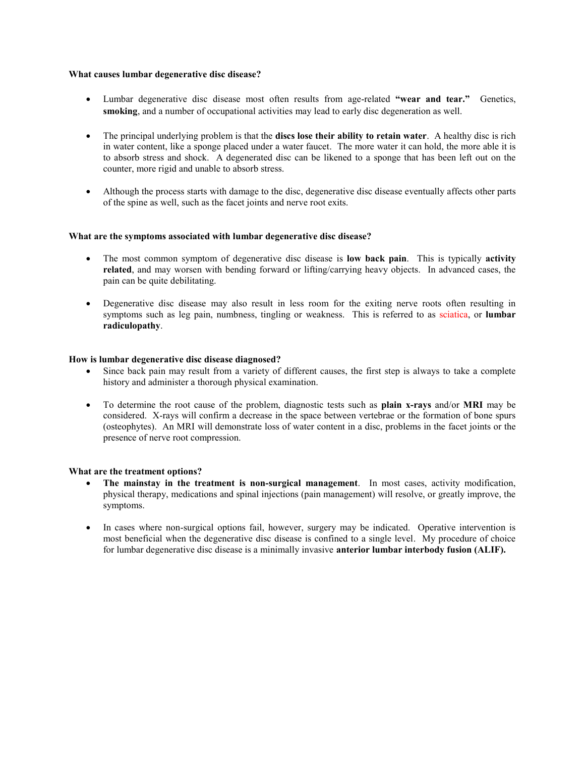**What causes lumbar degenerative disc disease?**

- Lumbar degenerative disc disease most often results from age-related **"wear and tear."** Genetics, **smoking**, and a number of occupational activities may lead to early disc degeneration as well.

- The principal underlying problem is that the **discs lose their ability to retain water**. A healthy disc is rich in water content, like a sponge placed under a water faucet. The more water it can hold, the more able it is to absorb stress and shock. A degenerated disc can be likened to a sponge that has been left out on the counter, more rigid and unable to absorb stress.

- Although the process starts with damage to the disc, degenerative disc disease eventually affects other parts of the spine as well, such as the facet joints and nerve root exits.

**What are the symptoms associated with lumbar degenerative disc disease?**

- The most common symptom of degenerative disc disease is **low back pain**. This is typically **activity related**, and may worsen with bending forward or lifting/carrying heavy objects. In advanced cases, the pain can be quite debilitating.

- Degenerative disc disease may also result in less room for the exiting nerve roots often resulting in symptoms such as leg pain, numbness, tingling or weakness. This is referred to as sciatica, or **lumbar radiculopathy**.

**How is lumbar degenerative disc disease diagnosed?**

- Since back pain may result from a variety of different causes, the first step is always to take a complete history and administer a thorough physical examination.

- To determine the root cause of the problem, diagnostic tests such as **plain x-rays** and/or **MRI** may be considered. X-rays will confirm a decrease in the space between vertebrae or the formation of bone spurs (osteophytes). An MRI will demonstrate loss of water content in a disc, problems in the facet joints or the presence of nerve root compression.

**What are the treatment options?**

- **The mainstay in the treatment is non-surgical management**. In most cases, activity modification, physical therapy, medications and spinal injections (pain management) will resolve, or greatly improve, the symptoms.

- In cases where non-surgical options fail, however, surgery may be indicated. Operative intervention is most beneficial when the degenerative disc disease is confined to a single level. My procedure of choice for lumbar degenerative disc disease is a minimally invasive **anterior lumbar interbody fusion (ALIF).**